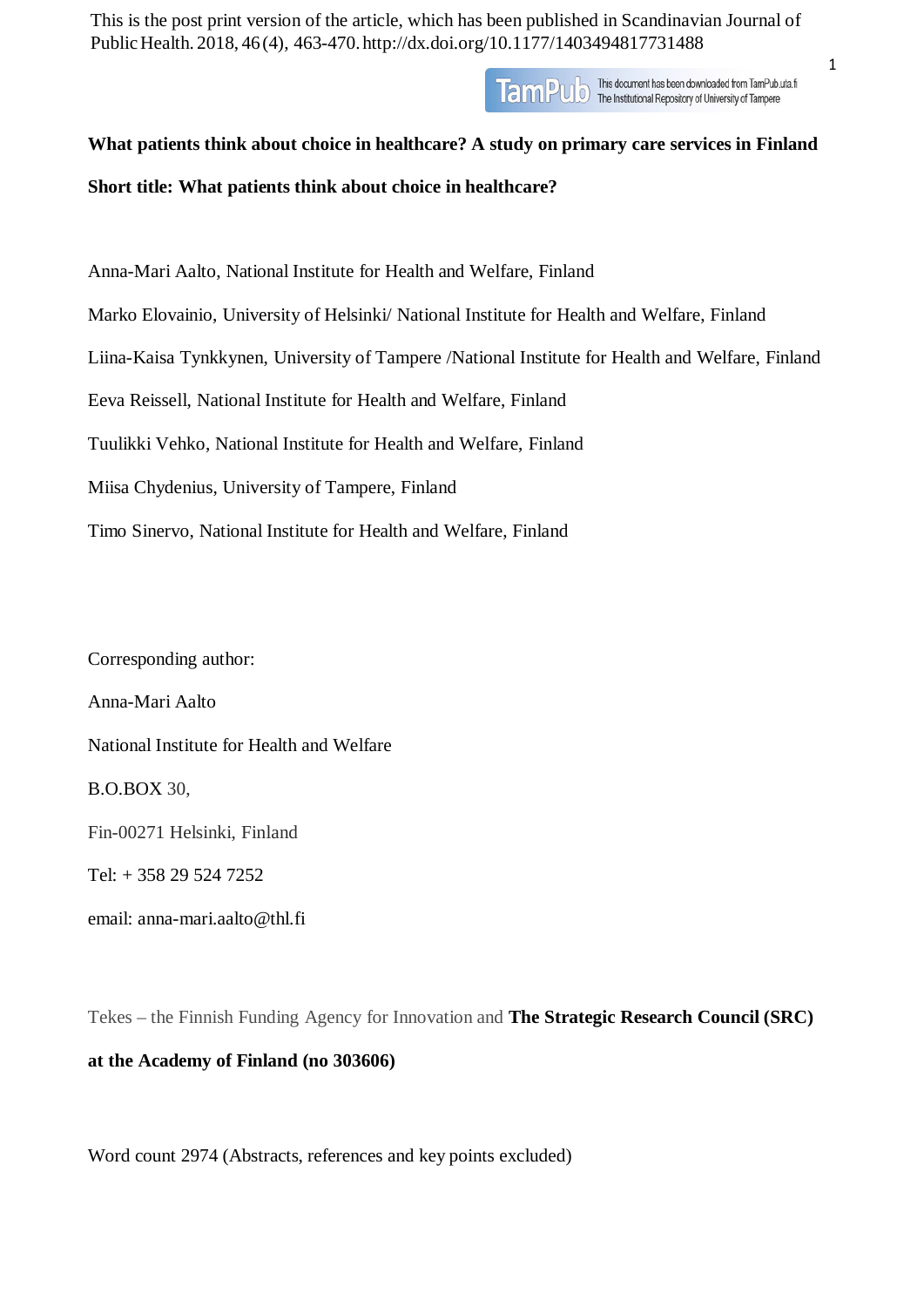This is the post print version of the article, which has been published in Scandinavian Journal of Public Health. 2018, 46 (4), 463-470. http://dx.doi.org/10.1177/1403494817731488

**What patients think about choice in healthcare? A study on primary care services in Finland**

**Short title: What patients think about choice in healthcare?**

Anna-Mari Aalto, National Institute for Health and Welfare, Finland

Marko Elovainio, University of Helsinki/ National Institute for Health and Welfare, Finland

Liina-Kaisa Tynkkynen, University of Tampere /National Institute for Health and Welfare, Finland

Eeva Reissell, National Institute for Health and Welfare, Finland

Tuulikki Vehko, National Institute for Health and Welfare, Finland

Miisa Chydenius, University of Tampere, Finland

Timo Sinervo, National Institute for Health and Welfare, Finland

Corresponding author:

Anna-Mari Aalto

National Institute for Health and Welfare

B.O.BOX 30,

Fin-00271 Helsinki, Finland

Tel: + 358 29 524 7252

email: anna-mari.aalto@thl.fi

Tekes – the Finnish Funding Agency for Innovation and **The Strategic Research Council (SRC) at the Academy of Finland (no 303606)**

Word count 2974 (Abstracts, references and key points excluded)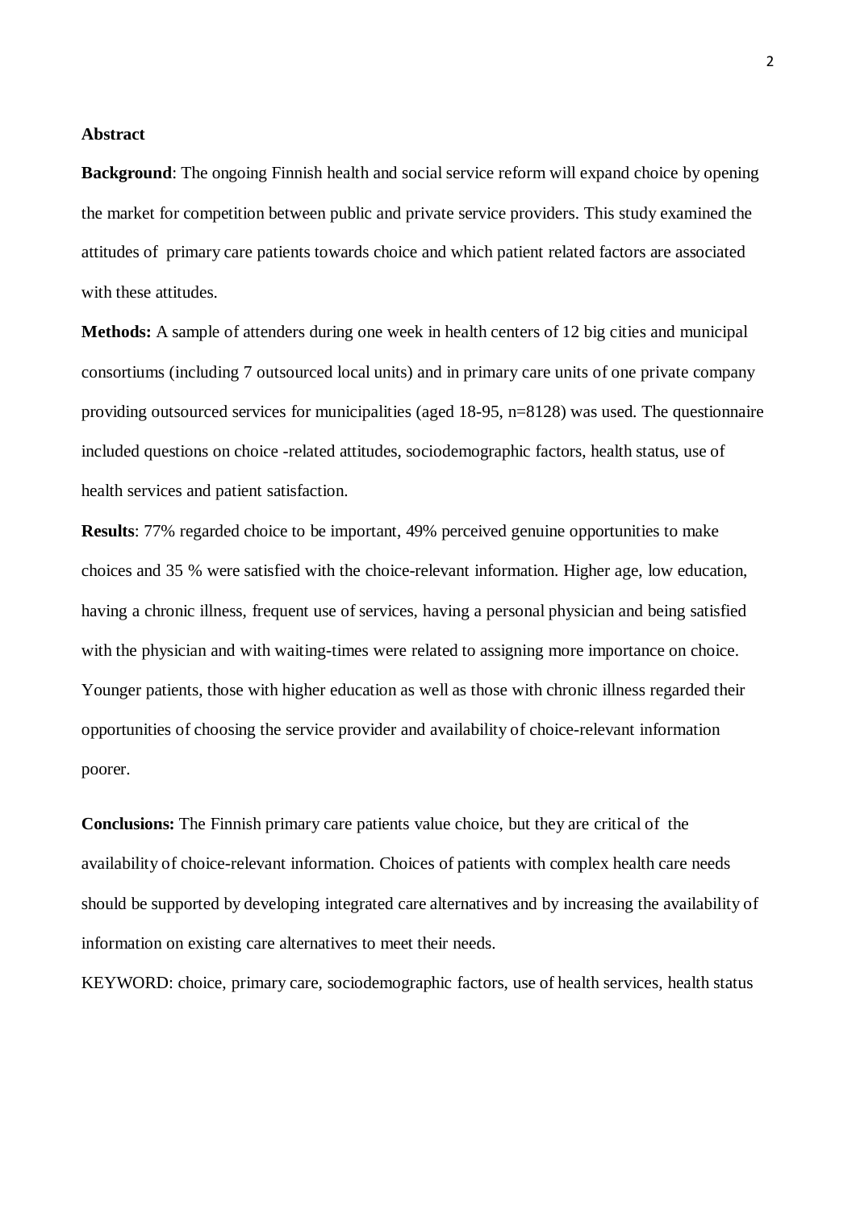## Abstract

**Background**: The ongoing Finnish health and social service reform will expand choice by opening the market for competition between public and private service providers. This study examined the attitudes of primary care patients towards choice and which patient related factors are associated with these attitudes.

**Methods:** A sample of attenders during one week in health centers of 12 big cities and municipal consortiums (including 7 outsourced local units) and in primary care units of one private company providing outsourced services for municipalities (aged 18-95, n=8128) was used. The questionnaire included questions on choice -related attitudes, sociodemographic factors, health status, use of health services and patient satisfaction.

**Results**: 77% regarded choice to be important, 49% perceived genuine opportunities to make choices and 35 % were satisfied with the choice-relevant information. Higher age, low education, having a chronic illness, frequent use of services, having a personal physician and being satisfied with the physician and with waiting-times were related to assigning more importance on choice. Younger patients, those with higher education as well as those with chronic illness regarded their opportunities of choosing the service provider and availability of choice-relevant information poorer.

**Conclusions:** The Finnish primary care patients value choice, but they are critical of the availability of choice-relevant information. Choices of patients with complex health care needs should be supported by developing integrated care alternatives and by increasing the availability of information on existing care alternatives to meet their needs.

KEYWORD: choice, primary care, sociodemographic factors, use of health services, health status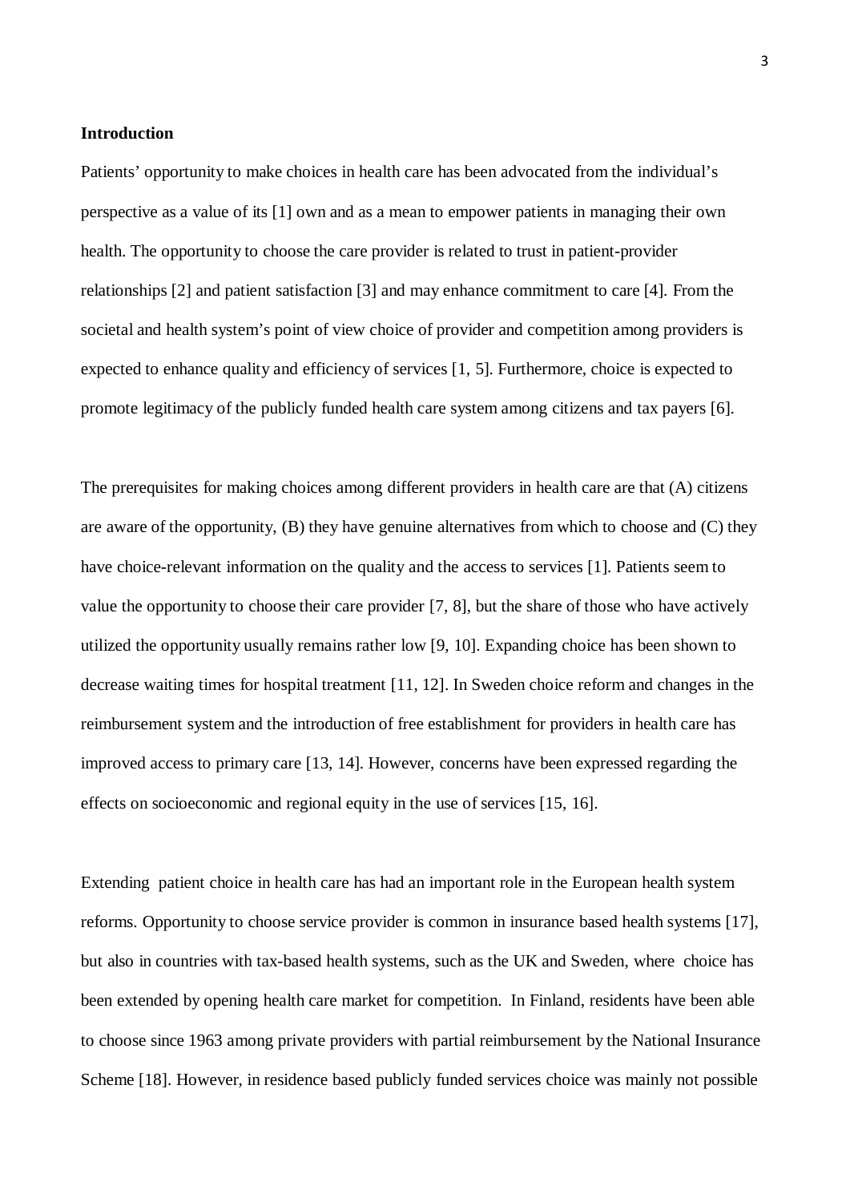## Introduction

Patients' opportunity to make choices in health care has been advocated from the individual's perspective as a value of its [1] own and as a mean to empower patients in managing their own health. The opportunity to choose the care provider is related to trust in patient-provider relationships [2] and patient satisfaction [3] and may enhance commitment to care [4]. From the societal and health system's point of view choice of provider and competition among providers is expected to enhance quality and efficiency of services [1, 5]. Furthermore, choice is expected to promote legitimacy of the publicly funded health care system among citizens and tax payers [6].

The prerequisites for making choices among different providers in health care are that (A) citizens are aware of the opportunity, (B) they have genuine alternatives from which to choose and (C) they have choice-relevant information on the quality and the access to services [1]. Patients seem to value the opportunity to choose their care provider [7, 8], but the share of those who have actively utilized the opportunity usually remains rather low [9, 10]. Expanding choice has been shown to decrease waiting times for hospital treatment [11, 12]. In Sweden choice reform and changes in the reimbursement system and the introduction of free establishment for providers in health care has improved access to primary care [13, 14]. However, concerns have been expressed regarding the effects on socioeconomic and regional equity in the use of services [15, 16].

Extending patient choice in health care has had an important role in the European health system reforms. Opportunity to choose service provider is common in insurance based health systems [17], but also in countries with tax-based health systems, such as the UK and Sweden, where choice has been extended by opening health care market for competition. In Finland, residents have been able to choose since 1963 among private providers with partial reimbursement by the National Insurance Scheme [18]. However, in residence based publicly funded services choice was mainly not possible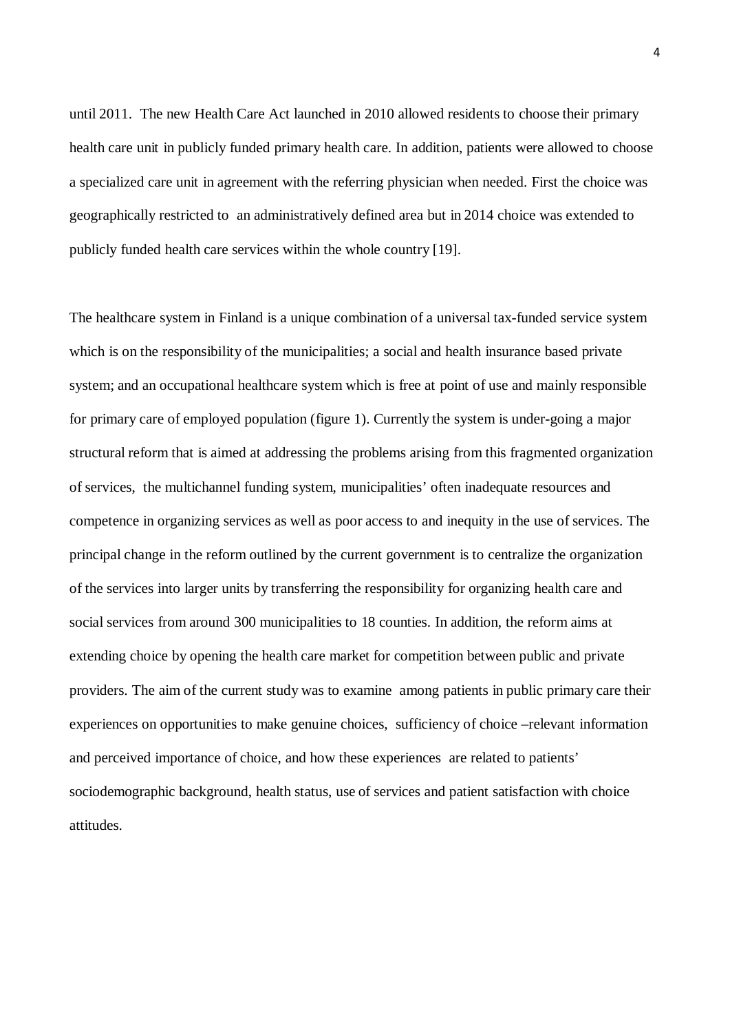until 2011. The new Health Care Act launched in 2010 allowed residents to choose their primary health care unit in publicly funded primary health care. In addition, patients were allowed to choose a specialized care unit in agreement with the referring physician when needed. First the choice was geographically restricted to an administratively defined area but in 2014 choice was extended to publicly funded health care services within the whole country [19].

The healthcare system in Finland is a unique combination of a universal tax-funded service system which is on the responsibility of the municipalities; a social and health insurance based private system; and an occupational healthcare system which is free at point of use and mainly responsible for primary care of employed population (figure 1). Currently the system is under-going a major structural reform that is aimed at addressing the problems arising from this fragmented organization of services, the multichannel funding system, municipalities' often inadequate resources and competence in organizing services as well as poor access to and inequity in the use of services. The principal change in the reform outlined by the current government is to centralize the organization of the services into larger units by transferring the responsibility for organizing health care and social services from around 300 municipalities to 18 counties. In addition, the reform aims at extending choice by opening the health care market for competition between public and private providers. The aim of the current study was to examine among patients in public primary care their experiences on opportunities to make genuine choices, sufficiency of choice –relevant information and perceived importance of choice, and how these experiences are related to patients' sociodemographic background, health status, use of services and patient satisfaction with choice attitudes.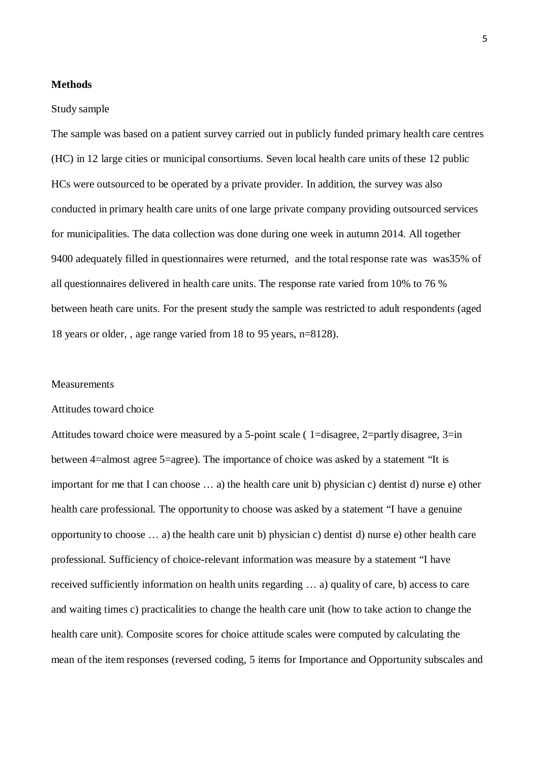## Methods

Study sample

The sample was based on a patient survey carried out in publicly funded primary health care centres (HC) in 12 large cities or municipal consortiums. Seven local health care units of these 12 public HCs were outsourced to be operated by a private provider. In addition, the survey was also conducted in primary health care units of one large private company providing outsourced services for municipalities. The data collection was done during one week in autumn 2014. All together 9400 adequately filled in questionnaires were returned, and the total response rate was was35% of all questionnaires delivered in health care units. The response rate varied from 10% to 76 % between heath care units. For the present study the sample was restricted to adult respondents (aged 18 years or older, , age range varied from 18 to 95 years, n=8128).

Measurements

Attitudes toward choice

Attitudes toward choice were measured by a 5-point scale ( 1=disagree, 2=partly disagree, 3=in between 4=almost agree 5=agree). The importance of choice was asked by a statement "It is important for me that I can choose … a) the health care unit b) physician c) dentist d) nurse e) other health care professional. The opportunity to choose was asked by a statement "I have a genuine opportunity to choose … a) the health care unit b) physician c) dentist d) nurse e) other health care professional. Sufficiency of choice-relevant information was measure by a statement "I have received sufficiently information on health units regarding … a) quality of care, b) access to care and waiting times c) practicalities to change the health care unit (how to take action to change the health care unit). Composite scores for choice attitude scales were computed by calculating the mean of the item responses (reversed coding, 5 items for Importance and Opportunity subscales and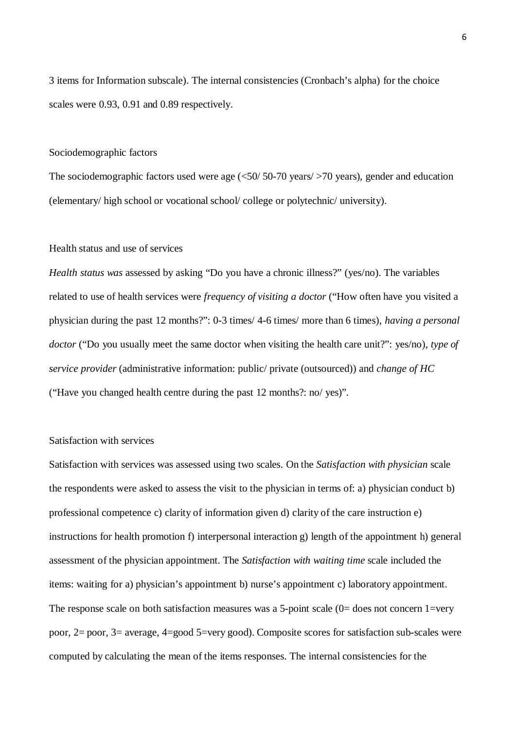3 items for Information subscale). The internal consistencies (Cronbach's alpha) for the choice scales were 0.93, 0.91 and 0.89 respectively.

### Sociodemographic factors

The sociodemographic factors used were age (<50/ 50-70 years/ >70 years), gender and education (elementary/ high school or vocational school/ college or polytechnic/ university).

### Health status and use of services

*Health status was* assessed by asking "Do you have a chronic illness?" (yes/no). The variables related to use of health services were *frequency of visiting a doctor* ("How often have you visited a physician during the past 12 months?": 0-3 times/ 4-6 times/ more than 6 times), *having a personal doctor* ("Do you usually meet the same doctor when visiting the health care unit?": yes/no), *type of service provider* (administrative information: public/ private (outsourced)) and *change of HC* ("Have you changed health centre during the past 12 months?: no/ yes)".

### Satisfaction with services

Satisfaction with services was assessed using two scales. On the *Satisfaction with physician* scale the respondents were asked to assess the visit to the physician in terms of: a) physician conduct b) professional competence c) clarity of information given d) clarity of the care instruction e) instructions for health promotion f) interpersonal interaction g) length of the appointment h) general assessment of the physician appointment. The *Satisfaction with waiting time* scale included the items: waiting for a) physician's appointment b) nurse's appointment c) laboratory appointment. The response scale on both satisfaction measures was a 5-point scale (0= does not concern 1=very poor, 2= poor, 3= average, 4=good 5=very good). Composite scores for satisfaction sub-scales were computed by calculating the mean of the items responses. The internal consistencies for the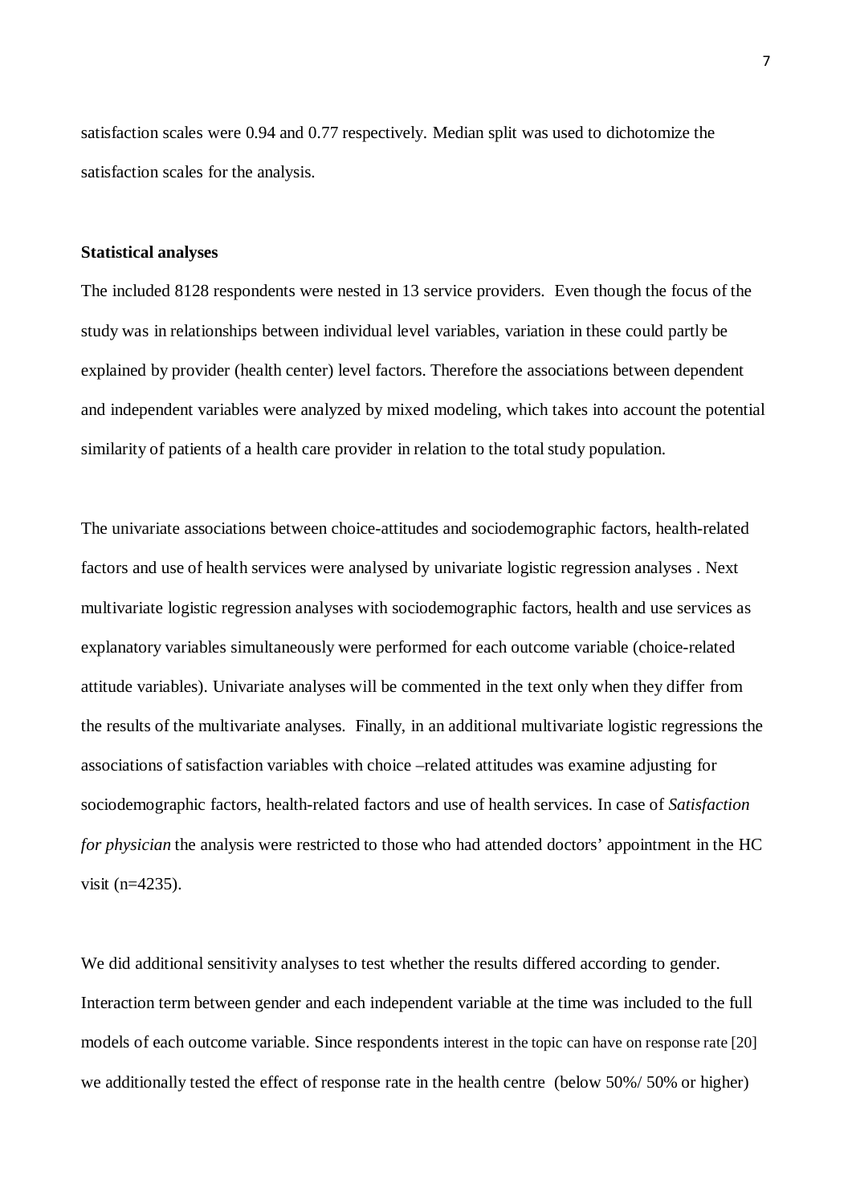satisfaction scales were 0.94 and 0.77 respectively. Median split was used to dichotomize the satisfaction scales for the analysis.

**Statistical analyses**

The included 8128 respondents were nested in 13 service providers. Even though the focus of the study was in relationships between individual level variables, variation in these could partly be explained by provider (health center) level factors. Therefore the associations between dependent and independent variables were analyzed by mixed modeling, which takes into account the potential similarity of patients of a health care provider in relation to the total study population.

The univariate associations between choice-attitudes and sociodemographic factors, health-related factors and use of health services were analysed by univariate logistic regression analyses . Next multivariate logistic regression analyses with sociodemographic factors, health and use services as explanatory variables simultaneously were performed for each outcome variable (choice-related attitude variables). Univariate analyses will be commented in the text only when they differ from the results of the multivariate analyses. Finally, in an additional multivariate logistic regressions the associations of satisfaction variables with choice –related attitudes was examine adjusting for sociodemographic factors, health-related factors and use of health services. In case of *Satisfaction for physician* the analysis were restricted to those who had attended doctors' appointment in the HC visit (n=4235).

We did additional sensitivity analyses to test whether the results differed according to gender. Interaction term between gender and each independent variable at the time was included to the full models of each outcome variable. Since respondents interest in the topic can have on response rate [20] we additionally tested the effect of response rate in the health centre (below 50%/ 50% or higher)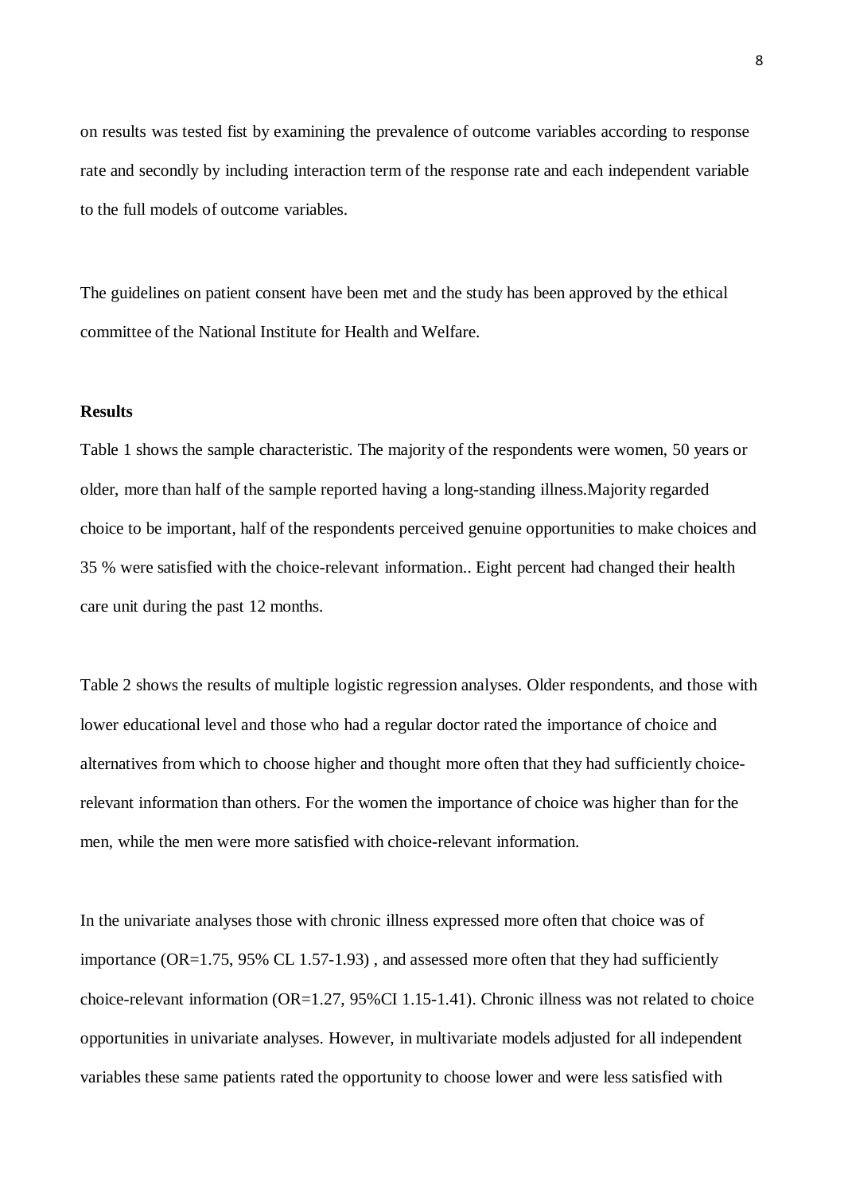on results was tested fist by examining the prevalence of outcome variables according to response rate and secondly by including interaction term of the response rate and each independent variable to the full models of outcome variables.

The guidelines on patient consent have been met and the study has been approved by the ethical committee of the National Institute for Health and Welfare.

**Results**

Table 1 shows the sample characteristic. The majority of the respondents were women, 50 years or older, more than half of the sample reported having a long-standing illness.Majority regarded choice to be important, half of the respondents perceived genuine opportunities to make choices and 35 % were satisfied with the choice-relevant information.. Eight percent had changed their health care unit during the past 12 months.

Table 2 shows the results of multiple logistic regression analyses. Older respondents, and those with lower educational level and those who had a regular doctor rated the importance of choice and alternatives from which to choose higher and thought more often that they had sufficiently choice-relevant information than others. For the women the importance of choice was higher than for the men, while the men were more satisfied with choice-relevant information.

In the univariate analyses those with chronic illness expressed more often that choice was of importance (OR=1.75, 95% CL 1.57-1.93) , and assessed more often that they had sufficiently choice-relevant information (OR=1.27, 95%CI 1.15-1.41). Chronic illness was not related to choice opportunities in univariate analyses. However, in multivariate models adjusted for all independent variables these same patients rated the opportunity to choose lower and were less satisfied with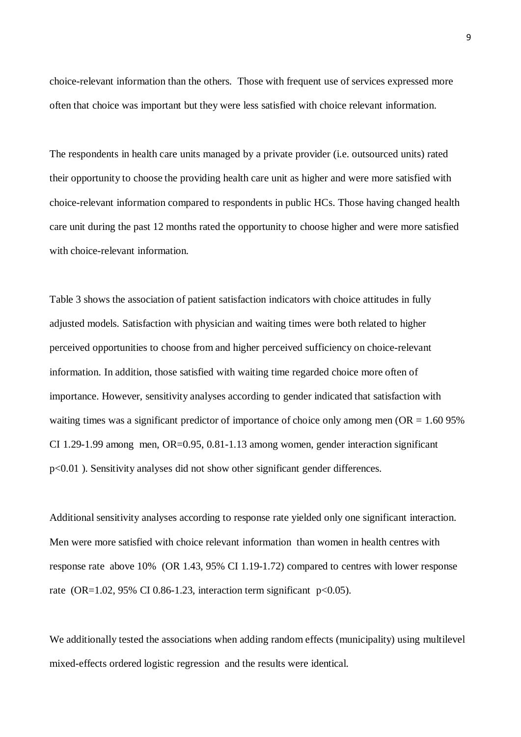choice-relevant information than the others. Those with frequent use of services expressed more often that choice was important but they were less satisfied with choice relevant information.

The respondents in health care units managed by a private provider (i.e. outsourced units) rated their opportunity to choose the providing health care unit as higher and were more satisfied with choice-relevant information compared to respondents in public HCs. Those having changed health care unit during the past 12 months rated the opportunity to choose higher and were more satisfied with choice-relevant information.

Table 3 shows the association of patient satisfaction indicators with choice attitudes in fully adjusted models. Satisfaction with physician and waiting times were both related to higher perceived opportunities to choose from and higher perceived sufficiency on choice-relevant information. In addition, those satisfied with waiting time regarded choice more often of importance. However, sensitivity analyses according to gender indicated that satisfaction with waiting times was a significant predictor of importance of choice only among men (OR = 1.60 95% CI 1.29-1.99 among men, OR=0.95, 0.81-1.13 among women, gender interaction significant $p<0.01$ ). Sensitivity analyses did not show other significant gender differences.

Additional sensitivity analyses according to response rate yielded only one significant interaction. Men were more satisfied with choice relevant information than women in health centres with response rate above 10% (OR 1.43, 95% CI 1.19-1.72) compared to centres with lower response rate (OR=1.02, 95% CI 0.86-1.23, interaction term significant $p<0.05$).

We additionally tested the associations when adding random effects (municipality) using multilevel mixed-effects ordered logistic regression and the results were identical.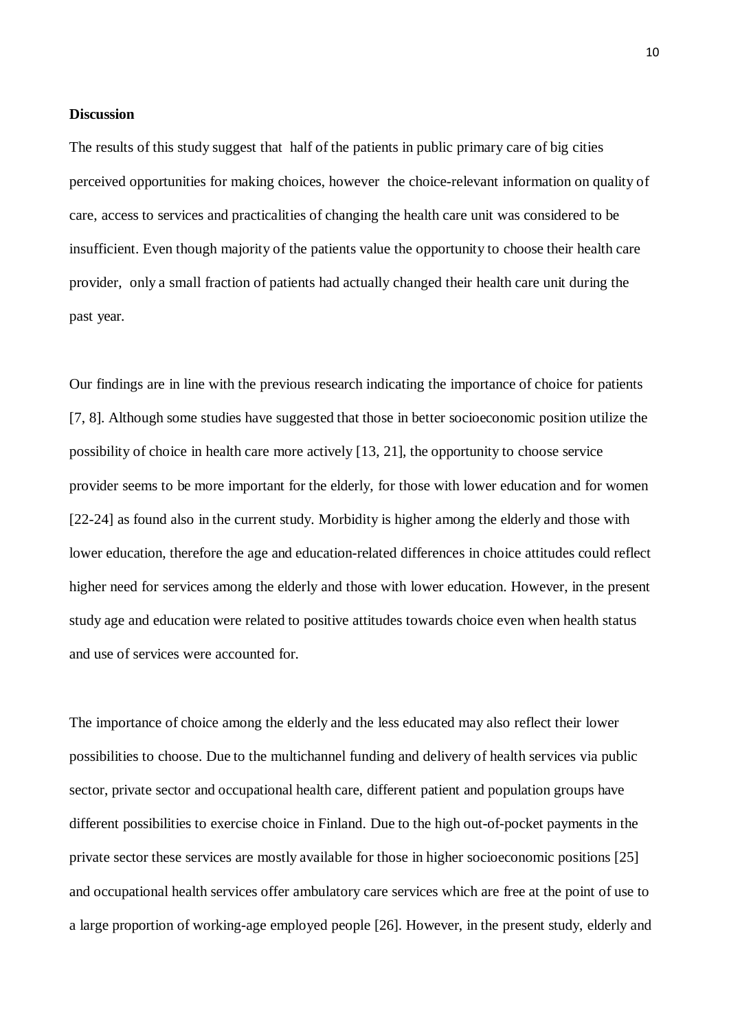**Discussion**

The results of this study suggest that half of the patients in public primary care of big cities perceived opportunities for making choices, however the choice-relevant information on quality of care, access to services and practicalities of changing the health care unit was considered to be insufficient. Even though majority of the patients value the opportunity to choose their health care provider, only a small fraction of patients had actually changed their health care unit during the past year.

Our findings are in line with the previous research indicating the importance of choice for patients [7, 8]. Although some studies have suggested that those in better socioeconomic position utilize the possibility of choice in health care more actively [13, 21], the opportunity to choose service provider seems to be more important for the elderly, for those with lower education and for women [22-24] as found also in the current study. Morbidity is higher among the elderly and those with lower education, therefore the age and education-related differences in choice attitudes could reflect higher need for services among the elderly and those with lower education. However, in the present study age and education were related to positive attitudes towards choice even when health status and use of services were accounted for.

The importance of choice among the elderly and the less educated may also reflect their lower possibilities to choose. Due to the multichannel funding and delivery of health services via public sector, private sector and occupational health care, different patient and population groups have different possibilities to exercise choice in Finland. Due to the high out-of-pocket payments in the private sector these services are mostly available for those in higher socioeconomic positions [25] and occupational health services offer ambulatory care services which are free at the point of use to a large proportion of working-age employed people [26]. However, in the present study, elderly and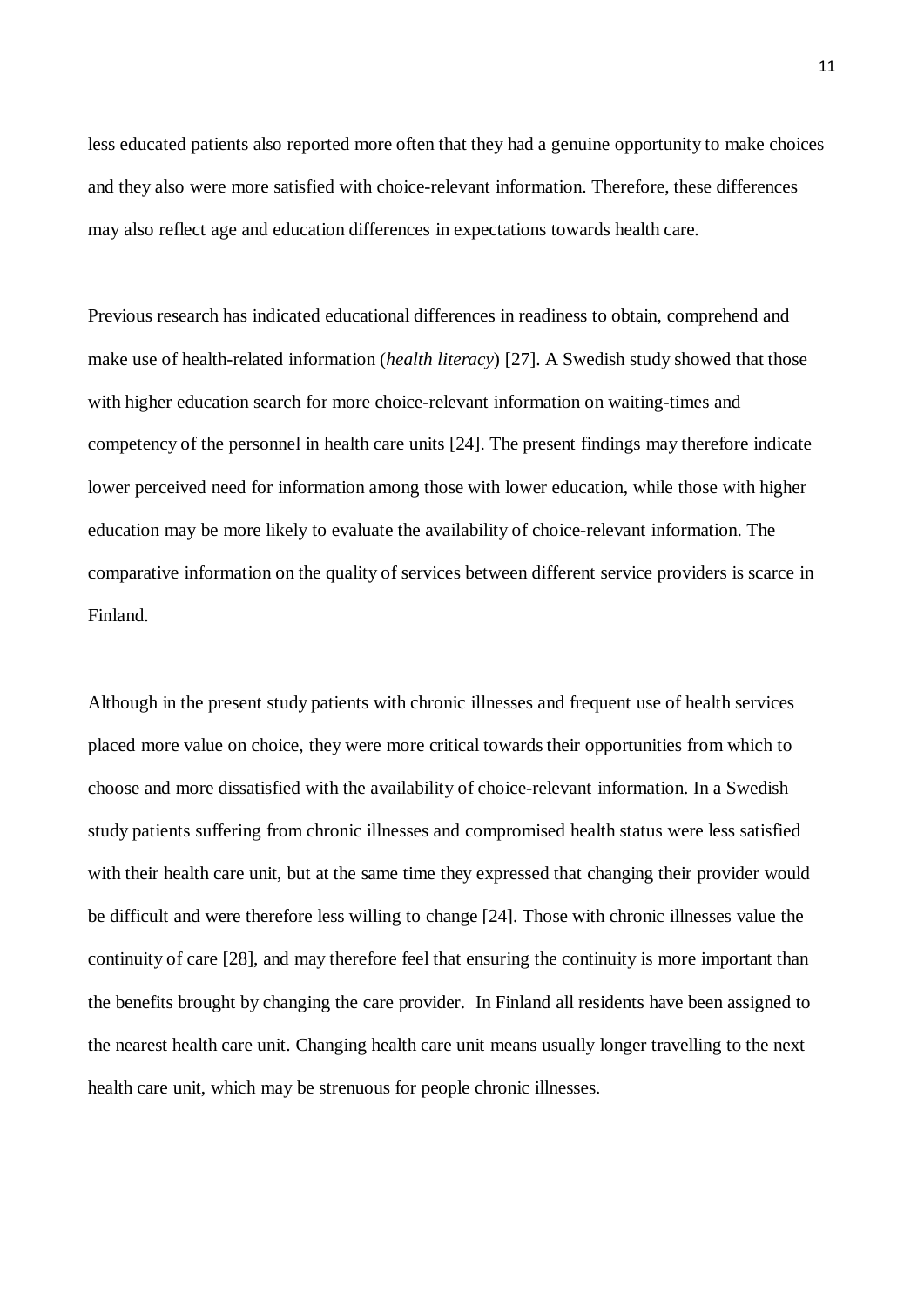less educated patients also reported more often that they had a genuine opportunity to make choices and they also were more satisfied with choice-relevant information. Therefore, these differences may also reflect age and education differences in expectations towards health care.

Previous research has indicated educational differences in readiness to obtain, comprehend and make use of health-related information (*health literacy*) [27]. A Swedish study showed that those with higher education search for more choice-relevant information on waiting-times and competency of the personnel in health care units [24]. The present findings may therefore indicate lower perceived need for information among those with lower education, while those with higher education may be more likely to evaluate the availability of choice-relevant information. The comparative information on the quality of services between different service providers is scarce in Finland.

Although in the present study patients with chronic illnesses and frequent use of health services placed more value on choice, they were more critical towards their opportunities from which to choose and more dissatisfied with the availability of choice-relevant information. In a Swedish study patients suffering from chronic illnesses and compromised health status were less satisfied with their health care unit, but at the same time they expressed that changing their provider would be difficult and were therefore less willing to change [24]. Those with chronic illnesses value the continuity of care [28], and may therefore feel that ensuring the continuity is more important than the benefits brought by changing the care provider. In Finland all residents have been assigned to the nearest health care unit. Changing health care unit means usually longer travelling to the next health care unit, which may be strenuous for people chronic illnesses.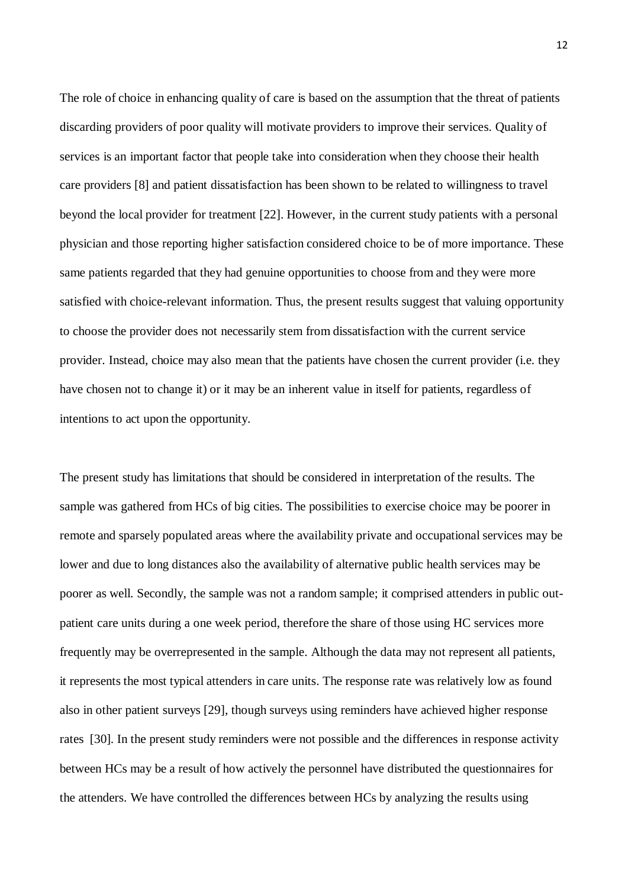The role of choice in enhancing quality of care is based on the assumption that the threat of patients discarding providers of poor quality will motivate providers to improve their services. Quality of services is an important factor that people take into consideration when they choose their health care providers [8] and patient dissatisfaction has been shown to be related to willingness to travel beyond the local provider for treatment [22]. However, in the current study patients with a personal physician and those reporting higher satisfaction considered choice to be of more importance. These same patients regarded that they had genuine opportunities to choose from and they were more satisfied with choice-relevant information. Thus, the present results suggest that valuing opportunity to choose the provider does not necessarily stem from dissatisfaction with the current service provider. Instead, choice may also mean that the patients have chosen the current provider (i.e. they have chosen not to change it) or it may be an inherent value in itself for patients, regardless of intentions to act upon the opportunity.

The present study has limitations that should be considered in interpretation of the results. The sample was gathered from HCs of big cities. The possibilities to exercise choice may be poorer in remote and sparsely populated areas where the availability private and occupational services may be lower and due to long distances also the availability of alternative public health services may be poorer as well. Secondly, the sample was not a random sample; it comprised attenders in public out-patient care units during a one week period, therefore the share of those using HC services more frequently may be overrepresented in the sample. Although the data may not represent all patients, it represents the most typical attenders in care units. The response rate was relatively low as found also in other patient surveys [29], though surveys using reminders have achieved higher response rates [30]. In the present study reminders were not possible and the differences in response activity between HCs may be a result of how actively the personnel have distributed the questionnaires for the attenders. We have controlled the differences between HCs by analyzing the results using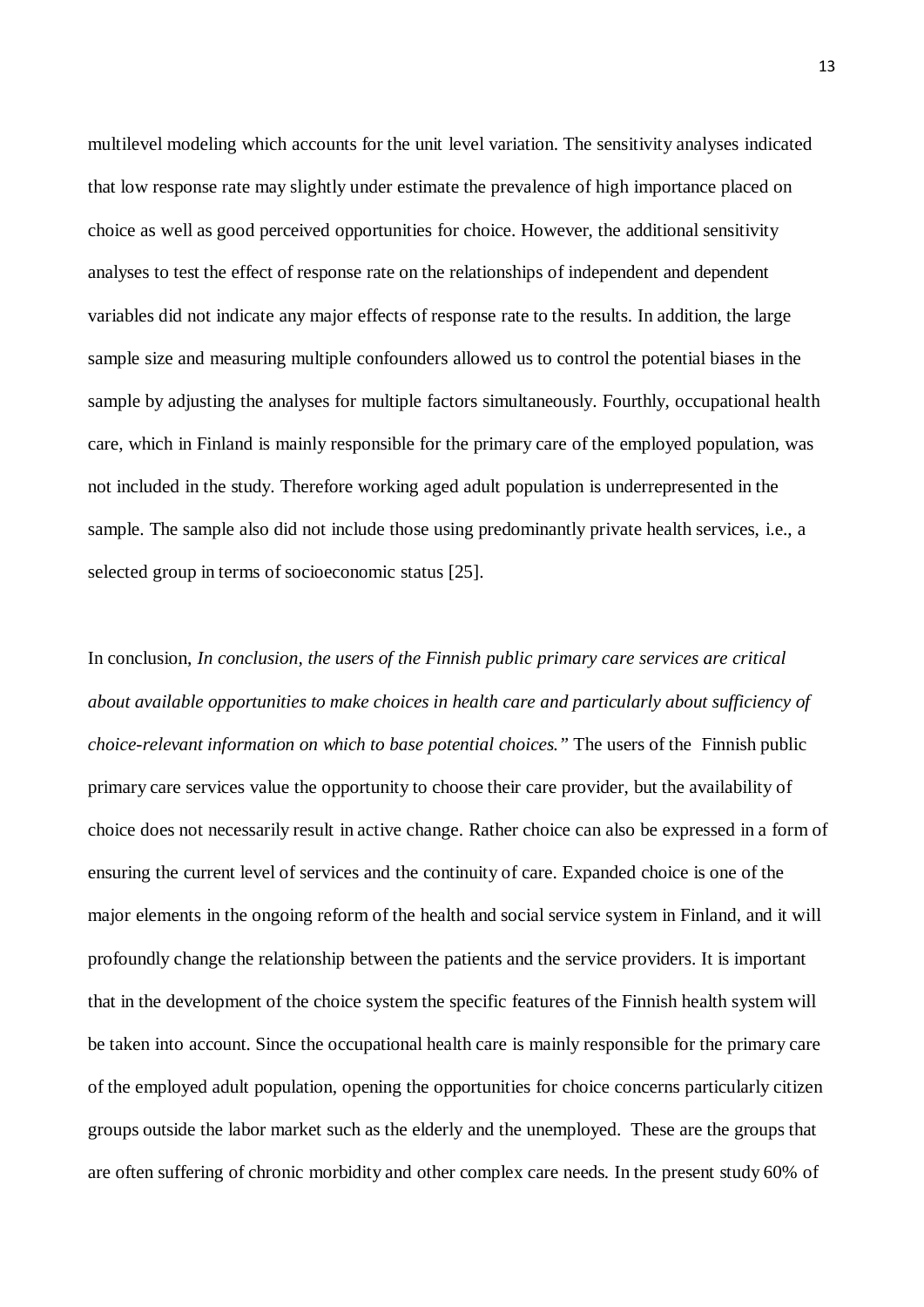multilevel modeling which accounts for the unit level variation. The sensitivity analyses indicated that low response rate may slightly under estimate the prevalence of high importance placed on choice as well as good perceived opportunities for choice. However, the additional sensitivity analyses to test the effect of response rate on the relationships of independent and dependent variables did not indicate any major effects of response rate to the results. In addition, the large sample size and measuring multiple confounders allowed us to control the potential biases in the sample by adjusting the analyses for multiple factors simultaneously. Fourthly, occupational health care, which in Finland is mainly responsible for the primary care of the employed population, was not included in the study. Therefore working aged adult population is underrepresented in the sample. The sample also did not include those using predominantly private health services, i.e., a selected group in terms of socioeconomic status [25].

In conclusion, *In conclusion, the users of the Finnish public primary care services are critical about available opportunities to make choices in health care and particularly about sufficiency of choice-relevant information on which to base potential choices."* The users of the Finnish public primary care services value the opportunity to choose their care provider, but the availability of choice does not necessarily result in active change. Rather choice can also be expressed in a form of ensuring the current level of services and the continuity of care. Expanded choice is one of the major elements in the ongoing reform of the health and social service system in Finland, and it will profoundly change the relationship between the patients and the service providers. It is important that in the development of the choice system the specific features of the Finnish health system will be taken into account. Since the occupational health care is mainly responsible for the primary care of the employed adult population, opening the opportunities for choice concerns particularly citizen groups outside the labor market such as the elderly and the unemployed. These are the groups that are often suffering of chronic morbidity and other complex care needs. In the present study 60% of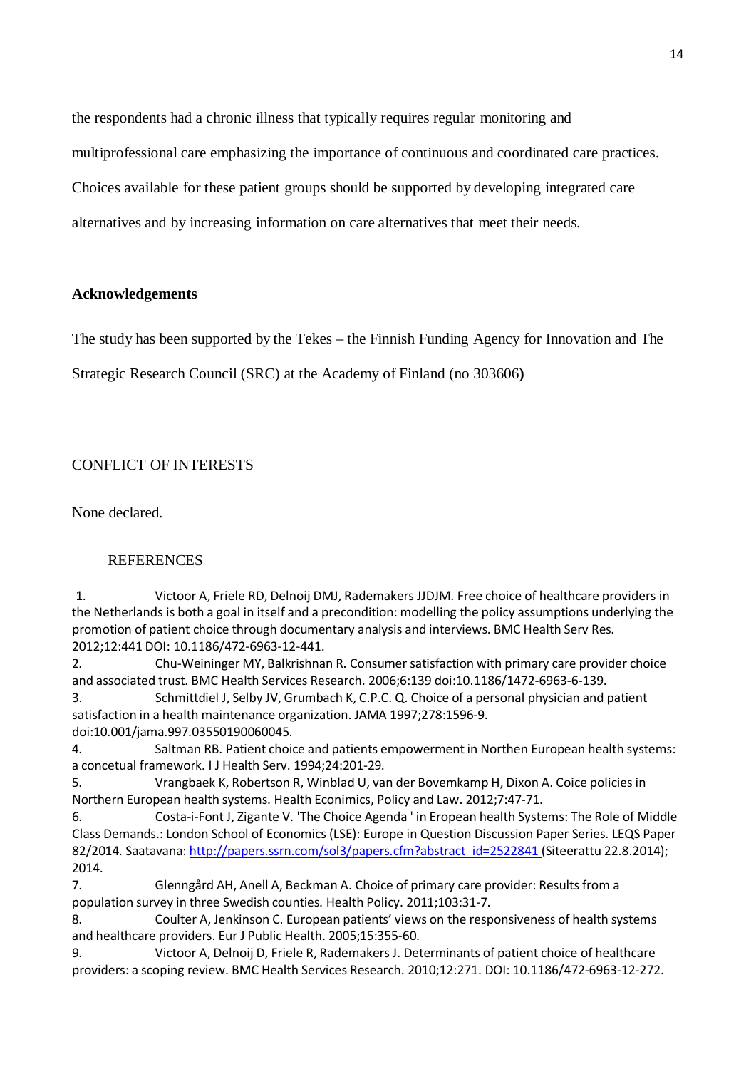the respondents had a chronic illness that typically requires regular monitoring and multiprofessional care emphasizing the importance of continuous and coordinated care practices. Choices available for these patient groups should be supported by developing integrated care alternatives and by increasing information on care alternatives that meet their needs.

## Acknowledgements

The study has been supported by the Tekes – the Finnish Funding Agency for Innovation and The Strategic Research Council (SRC) at the Academy of Finland (no 303606**)**

## CONFLICT OF INTERESTS

None declared.

## REFERENCES

1. Victoor A, Friele RD, Delnoij DMJ, Rademakers JJDJM. Free choice of healthcare providers in the Netherlands is both a goal in itself and a precondition: modelling the policy assumptions underlying the promotion of patient choice through documentary analysis and interviews. BMC Health Serv Res. 2012;12:441 DOI: 10.1186/472-6963-12-441.
2. Chu-Weininger MY, Balkrishnan R. Consumer satisfaction with primary care provider choice and associated trust. BMC Health Services Research. 2006;6:139 doi:10.1186/1472-6963-6-139.
3. Schmittdiel J, Selby JV, Grumbach K, C.P.C. Q. Choice of a personal physician and patient satisfaction in a health maintenance organization. JAMA 1997;278:1596-9. doi:10.001/jama.997.03550190060045.
4. Saltman RB. Patient choice and patients empowerment in Northen European health systems: a concetual framework. I J Health Serv. 1994;24:201-29.
5. Vrangbaek K, Robertson R, Winblad U, van der Bovemkamp H, Dixon A. Coice policies in Northern European health systems. Health Econimics, Policy and Law. 2012;7:47-71.
6. Costa-i-Font J, Zigante V. 'The Choice Agenda ' in Eropean health Systems: The Role of Middle Class Demands.: London School of Economics (LSE): Europe in Question Discussion Paper Series. LEQS Paper 82/2014. Saatavana: http://papers.ssrn.com/sol3/papers.cfm?abstract_id=2522841 (Siteerattu 22.8.2014); 2014.
7. Glenngård AH, Anell A, Beckman A. Choice of primary care provider: Results from a population survey in three Swedish counties. Health Policy. 2011;103:31-7.
8. Coulter A, Jenkinson C. European patients' views on the responsiveness of health systems and healthcare providers. Eur J Public Health. 2005;15:355-60.
9. Victoor A, Delnoij D, Friele R, Rademakers J. Determinants of patient choice of healthcare providers: a scoping review. BMC Health Services Research. 2010;12:271. DOI: 10.1186/472-6963-12-272.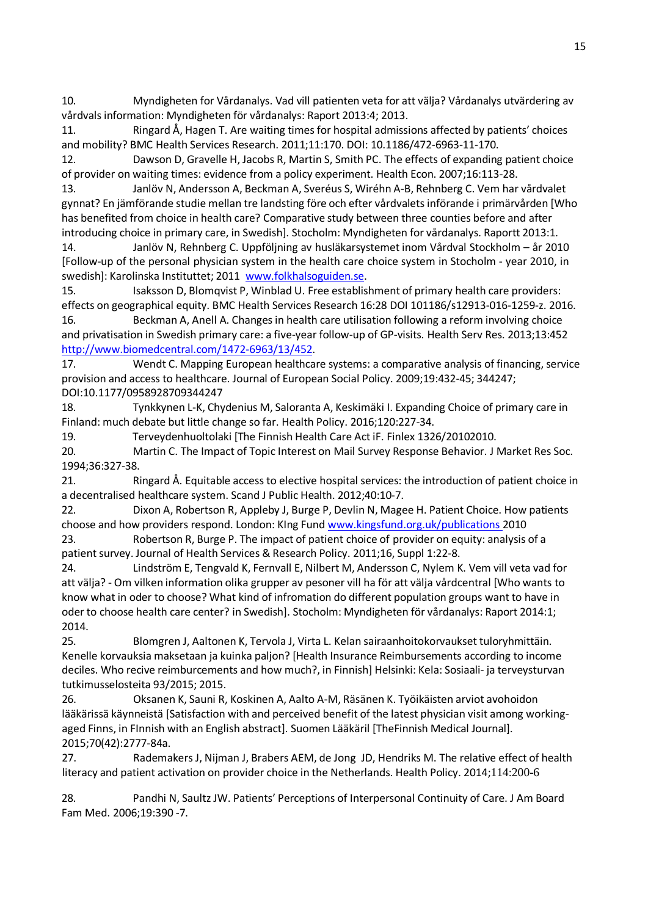10. Myndigheten for Vårdanalys. Vad vill patienten veta for att välja? Vårdanalys utvärdering av vårdvals information: Myndigheten för vårdanalys: Raport 2013:4; 2013.

11. Ringard Å, Hagen T. Are waiting times for hospital admissions affected by patients' choices and mobility? BMC Health Services Research. 2011;11:170. DOI: 10.1186/472-6963-11-170.

12. Dawson D, Gravelle H, Jacobs R, Martin S, Smith PC. The effects of expanding patient choice of provider on waiting times: evidence from a policy experiment. Health Econ. 2007;16:113-28.

13. Janlöv N, Andersson A, Beckman A, Sveréus S, Wiréhn A-B, Rehnberg C. Vem har vårdvalet gynnat? En jämförande studie mellan tre landsting före och efter vårdvalets införande i primärvården [Who has benefited from choice in health care? Comparative study between three counties before and after introducing choice in primary care, in Swedish]. Stocholm: Myndigheten for vårdanalys. Raportt 2013:1.

14. Janlöv N, Rehnberg C. Uppföljning av husläkarsystemet inom Vårdval Stockholm – år 2010 [Follow-up of the personal physician system in the health care choice system in Stocholm - year 2010, in swedish]: Karolinska Instituttet; 2011 www.folkhalsoguiden.se.

15. Isaksson D, Blomqvist P, Winblad U. Free establishment of primary health care providers: effects on geographical equity. BMC Health Services Research 16:28 DOI 101186/s12913-016-1259-z. 2016.

16. Beckman A, Anell A. Changes in health care utilisation following a reform involving choice and privatisation in Swedish primary care: a five-year follow-up of GP-visits. Health Serv Res. 2013;13:452 http://www.biomedcentral.com/1472-6963/13/452.

17. Wendt C. Mapping European healthcare systems: a comparative analysis of financing, service provision and access to healthcare. Journal of European Social Policy. 2009;19:432-45; 344247; DOI:10.1177/0958928709344247

18. Tynkkynen L-K, Chydenius M, Saloranta A, Keskimäki I. Expanding Choice of primary care in Finland: much debate but little change so far. Health Policy. 2016;120:227-34.

19. Terveydenhuoltolaki [The Finnish Health Care Act iF. Finlex 1326/20102010.

20. Martin C. The Impact of Topic Interest on Mail Survey Response Behavior. J Market Res Soc. 1994;36:327-38.

21. Ringard Å. Equitable access to elective hospital services: the introduction of patient choice in a decentralised healthcare system. Scand J Public Health. 2012;40:10-7.

22. Dixon A, Robertson R, Appleby J, Burge P, Devlin N, Magee H. Patient Choice. How patients choose and how providers respond. London: KIng Fund www.kingsfund.org.uk/publications 2010

23. Robertson R, Burge P. The impact of patient choice of provider on equity: analysis of a patient survey. Journal of Health Services & Research Policy. 2011;16, Suppl 1:22-8.

24. Lindström E, Tengvald K, Fernvall E, Nilbert M, Andersson C, Nylem K. Vem vill veta vad for att välja? - Om vilken information olika grupper av pesoner vill ha för att välja vårdcentral [Who wants to know what in oder to choose? What kind of infromation do different population groups want to have in oder to choose health care center? in Swedish]. Stocholm: Myndigheten för vårdanalys: Raport 2014:1; 2014.

25. Blomgren J, Aaltonen K, Tervola J, Virta L. Kelan sairaanhoitokorvaukset tuloryhmittäin. Kenelle korvauksia maksetaan ja kuinka paljon? [Health Insurance Reimbursements according to income deciles. Who recive reimburcements and how much?, in Finnish] Helsinki: Kela: Sosiaali- ja terveysturvan tutkimusselosteita 93/2015; 2015.

26. Oksanen K, Sauni R, Koskinen A, Aalto A-M, Räsänen K. Työikäisten arviot avohoidon lääkärissä käynneistä [Satisfaction with and perceived benefit of the latest physician visit among working-aged Finns, in FInnish with an English abstract]. Suomen Lääkäril [TheFinnish Medical Journal]. 2015;70(42):2777-84a.

27. Rademakers J, Nijman J, Brabers AEM, de Jong JD, Hendriks M. The relative effect of health literacy and patient activation on provider choice in the Netherlands. Health Policy. 2014;114:200-6

28. Pandhi N, Saultz JW. Patients' Perceptions of Interpersonal Continuity of Care. J Am Board Fam Med. 2006;19:390 -7.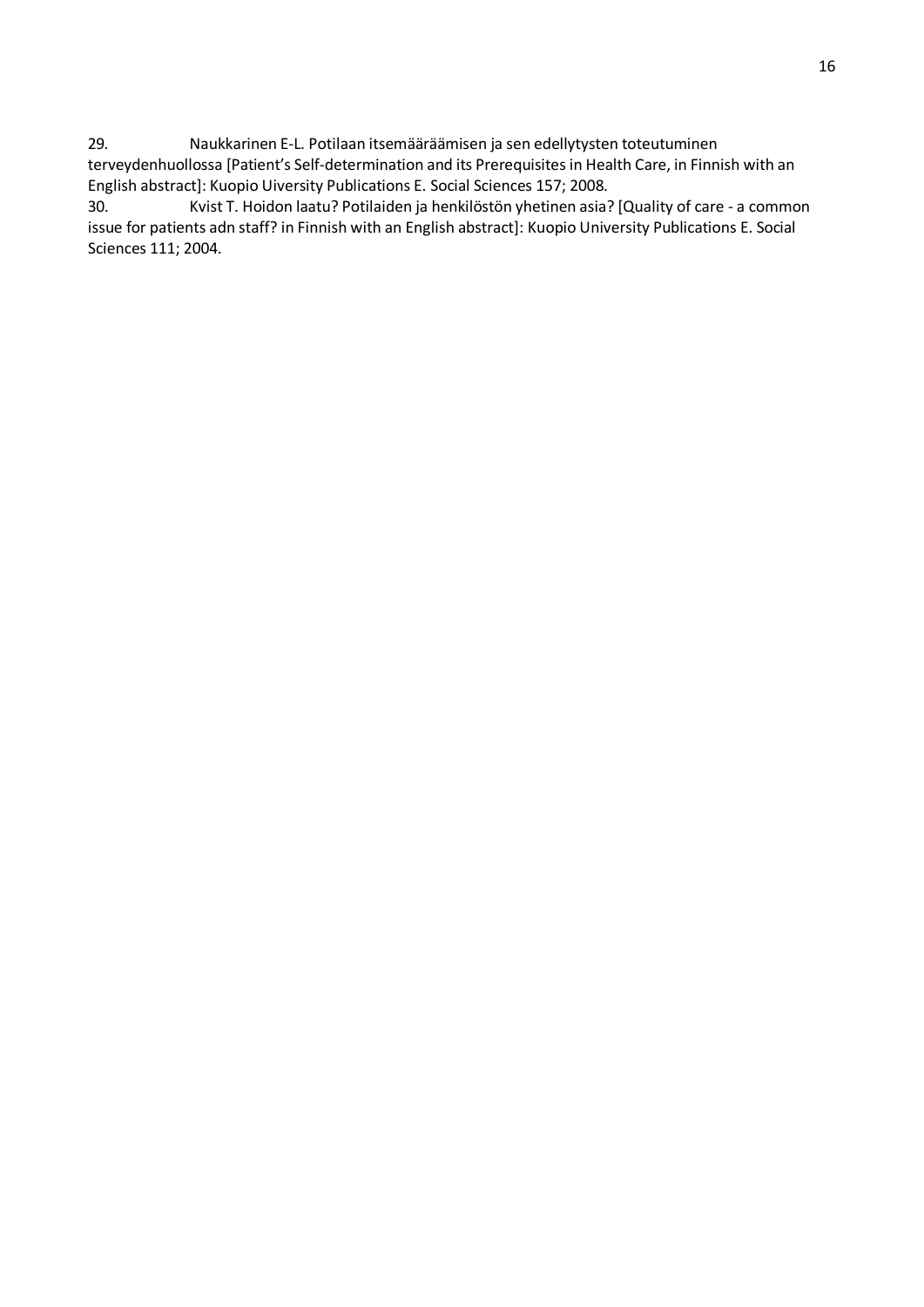29. Naukkarinen E-L. Potilaan itsemääräämisen ja sen edellytysten toteutuminen terveydenhuollossa [Patient's Self-determination and its Prerequisites in Health Care, in Finnish with an English abstract]: Kuopio Uiversity Publications E. Social Sciences 157; 2008.

30. Kvist T. Hoidon laatu? Potilaiden ja henkilöstön yhetinen asia? [Quality of care - a common issue for patients adn staff? in Finnish with an English abstract]: Kuopio University Publications E. Social Sciences 111; 2004.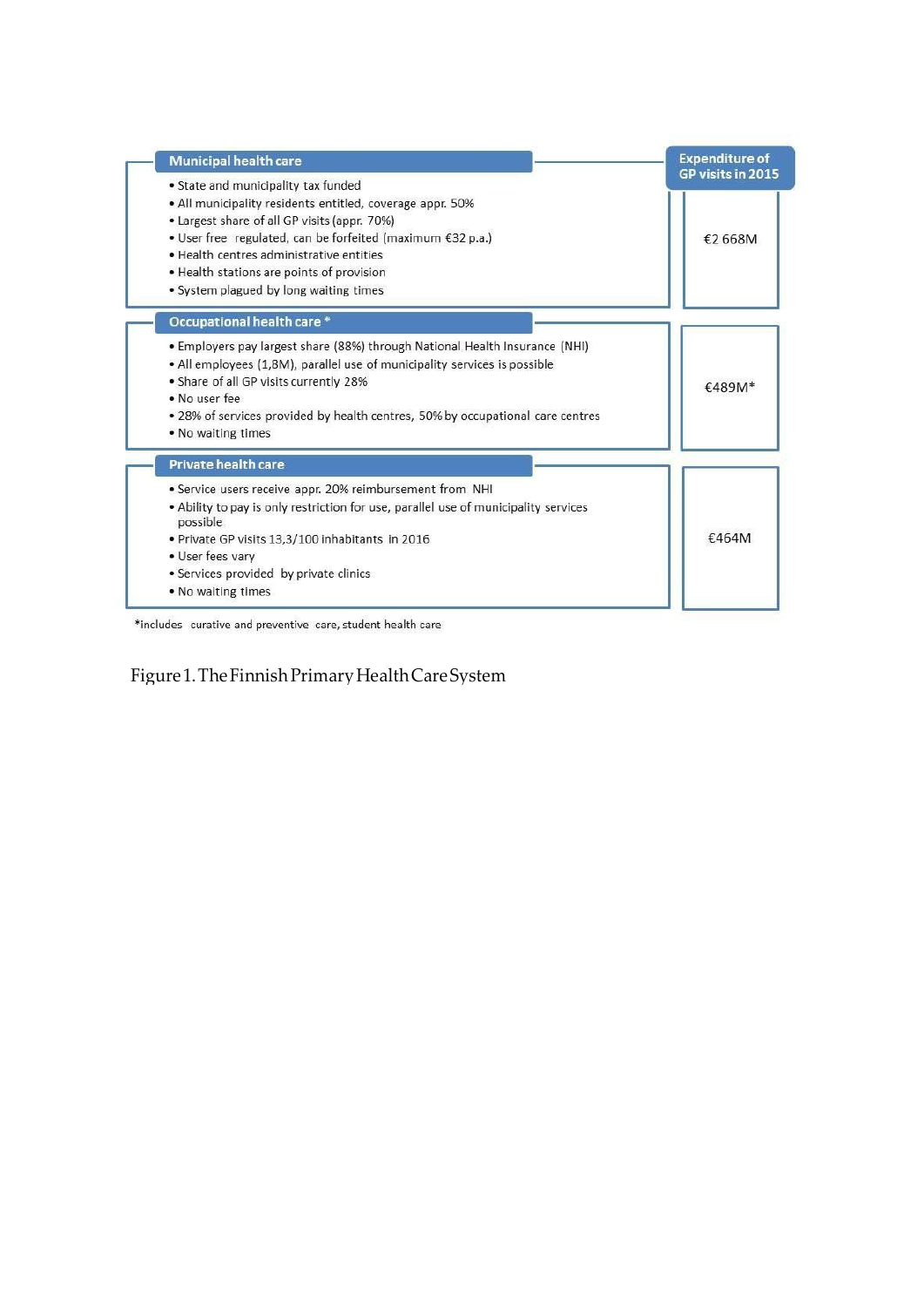| | Expenditure of GP visits in 2015 |
|---|---|
| **Municipal health care**<br>• State and municipality tax funded<br>• All municipality residents entitled, coverage appr. 50%<br>• Largest share of all GP visits (appr. 70%)<br>• User free regulated, can be forfeited (maximum €32 p.a.)<br>• Health centres administrative entities<br>• Health stations are points of provision<br>• System plagued by long waiting times | €2 668M |
| **Occupational health care ***<br>• Employers pay largest share (88%) through National Health Insurance (NHI)<br>• All employees (1,8M), parallel use of municipality services is possible<br>• Share of all GP visits currently 28%<br>• No user fee<br>• 28% of services provided by health centres, 50% by occupational care centres<br>• No waiting times | €489M* |
| **Private health care**<br>• Service users receive appr. 20% reimbursement from NHI<br>• Ability to pay is only restriction for use, parallel use of municipality services possible<br>• Private GP visits 13,3/100 inhabitants in 2016<br>• User fees vary<br>• Services provided by private clinics<br>• No waiting times | €464M |

*includes curative and preventive care, student health care

Figure 1. The Finnish Primary Health Care System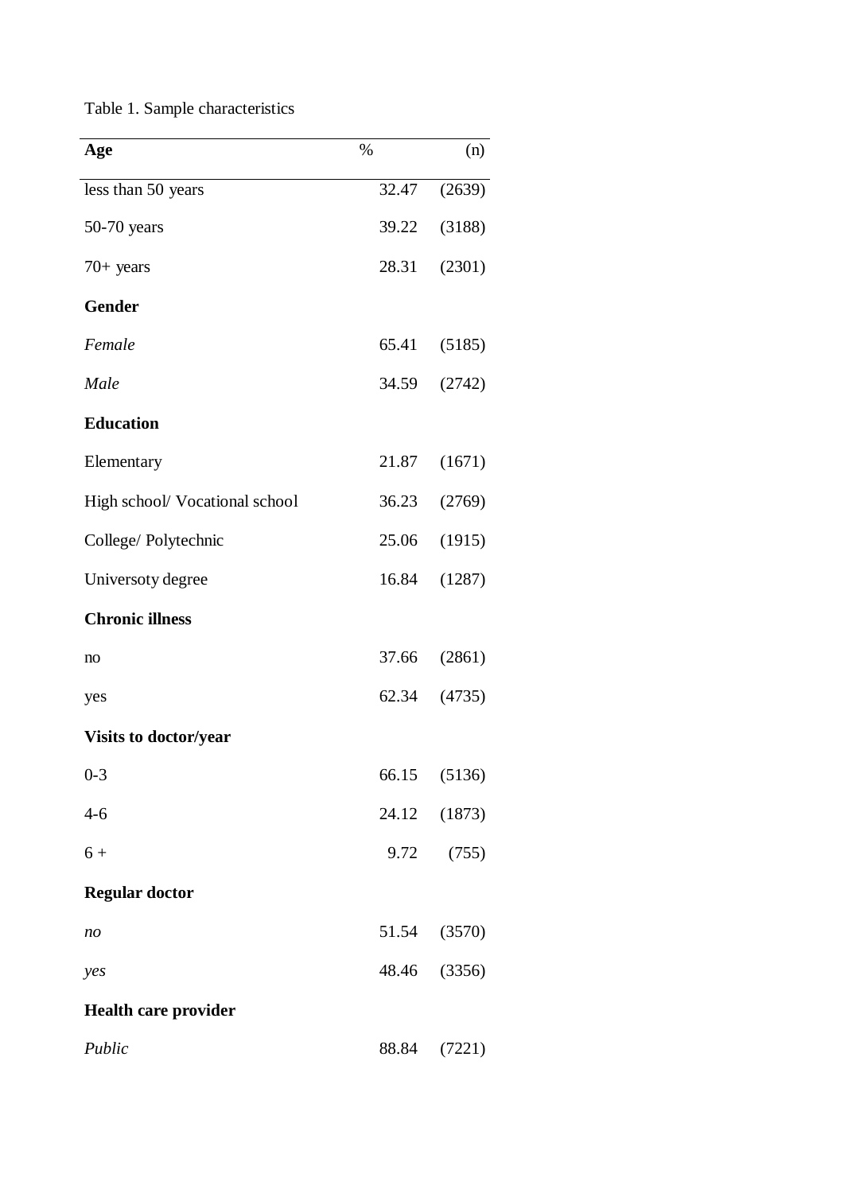Table 1. Sample characteristics

| **Age** | % | (n) |
| --- | --- | --- |
| less than 50 years | 32.47 | (2639) |
| 50-70 years | 39.22 | (3188) |
| 70+ years | 28.31 | (2301) |
| **Gender** | | |
| *Female* | 65.41 | (5185) |
| *Male* | 34.59 | (2742) |
| **Education** | | |
| Elementary | 21.87 | (1671) |
| High school/ Vocational school | 36.23 | (2769) |
| College/ Polytechnic | 25.06 | (1915) |
| Universoty degree | 16.84 | (1287) |
| **Chronic illness** | | |
| no | 37.66 | (2861) |
| yes | 62.34 | (4735) |
| **Visits to doctor/year** | | |
| 0-3 | 66.15 | (5136) |
| 4-6 | 24.12 | (1873) |
| 6 + | 9.72 | (755) |
| **Regular doctor** | | |
| *no* | 51.54 | (3570) |
| *yes* | 48.46 | (3356) |
| **Health care provider** | | |
| *Public* | 88.84 | (7221) |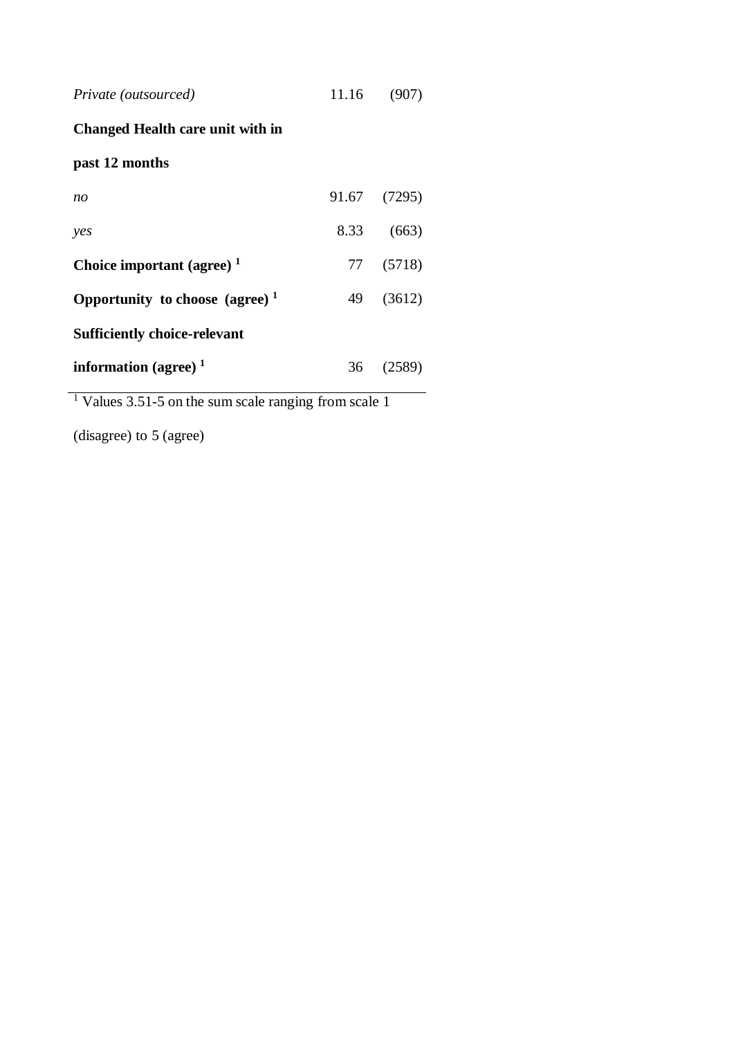| | | |
|---|---|---|
| *Private (outsourced)* | 11.16 | (907) |
| **Changed Health care unit with in past 12 months** | | |
| *no* | 91.67 | (7295) |
| *yes* | 8.33 | (663) |
| **Choice important (agree)** [1] | 77 | (5718) |
| **Opportunity to choose (agree)** [1] | 49 | (3612) |
| **Sufficiently choice-relevant information (agree)** [1] | 36 | (2589) |

[1] Values 3.51-5 on the sum scale ranging from scale 1 (disagree) to 5 (agree)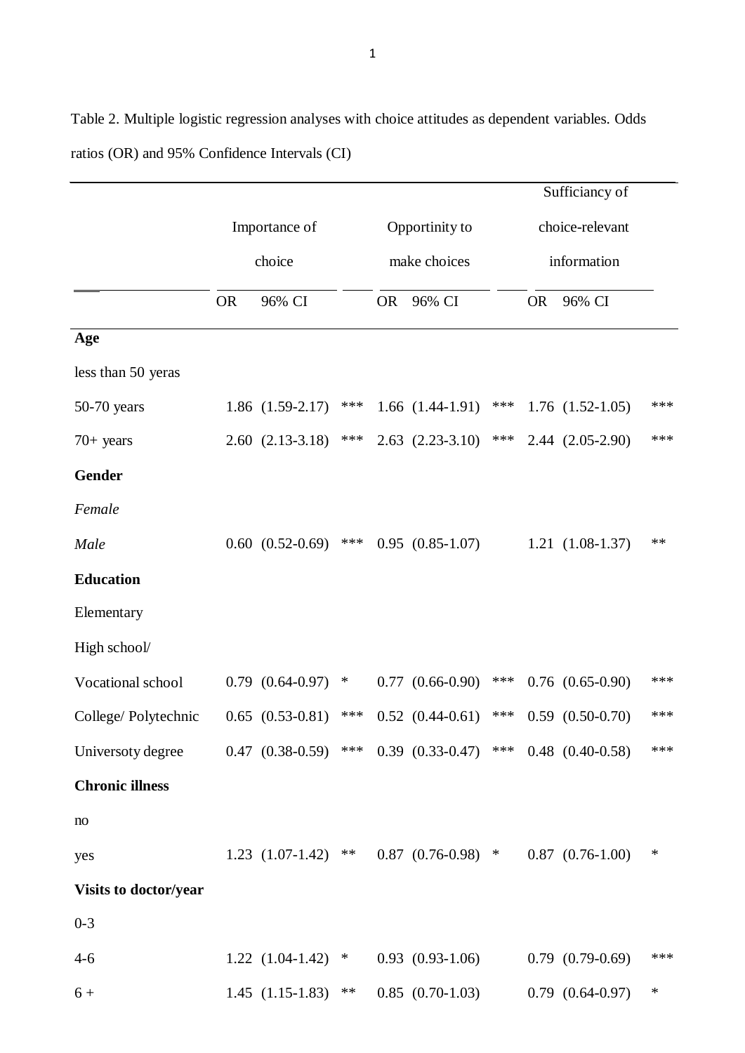Table 2. Multiple logistic regression analyses with choice attitudes as dependent variables. Odds ratios (OR) and 95% Confidence Intervals (CI)

| | Importance of choice | | | Opportinity to make choices | | | Sufficiancy of choice-relevant information | | |
|---|---|---|---|---|---|---|---|---|---|
| | OR | 96% CI | | OR | 96% CI | | OR | 96% CI | |
| **Age** | | | | | | | | | |
| less than 50 yeras | | | | | | | | | |
| 50-70 years | 1.86 | (1.59-2.17) | *** | 1.66 | (1.44-1.91) | *** | 1.76 | (1.52-1.05) | *** |
| 70+ years | 2.60 | (2.13-3.18) | *** | 2.63 | (2.23-3.10) | *** | 2.44 | (2.05-2.90) | *** |
| **Gender** | | | | | | | | | |
| *Female* | | | | | | | | | |
| *Male* | 0.60 | (0.52-0.69) | *** | 0.95 | (0.85-1.07) | | 1.21 | (1.08-1.37) | ** |
| **Education** | | | | | | | | | |
| Elementary | | | | | | | | | |
| High school/ Vocational school | 0.79 | (0.64-0.97) | * | 0.77 | (0.66-0.90) | *** | 0.76 | (0.65-0.90) | *** |
| College/ Polytechnic | 0.65 | (0.53-0.81) | *** | 0.52 | (0.44-0.61) | *** | 0.59 | (0.50-0.70) | *** |
| Universoty degree | 0.47 | (0.38-0.59) | *** | 0.39 | (0.33-0.47) | *** | 0.48 | (0.40-0.58) | *** |
| **Chronic illness** | | | | | | | | | |
| no | | | | | | | | | |
| yes | 1.23 | (1.07-1.42) | ** | 0.87 | (0.76-0.98) | * | 0.87 | (0.76-1.00) | * |
| **Visits to doctor/year** | | | | | | | | | |
| 0-3 | | | | | | | | | |
| 4-6 | 1.22 | (1.04-1.42) | * | 0.93 | (0.93-1.06) | | 0.79 | (0.79-0.69) | *** |
| 6 + | 1.45 | (1.15-1.83) | ** | 0.85 | (0.70-1.03) | | 0.79 | (0.64-0.97) | * |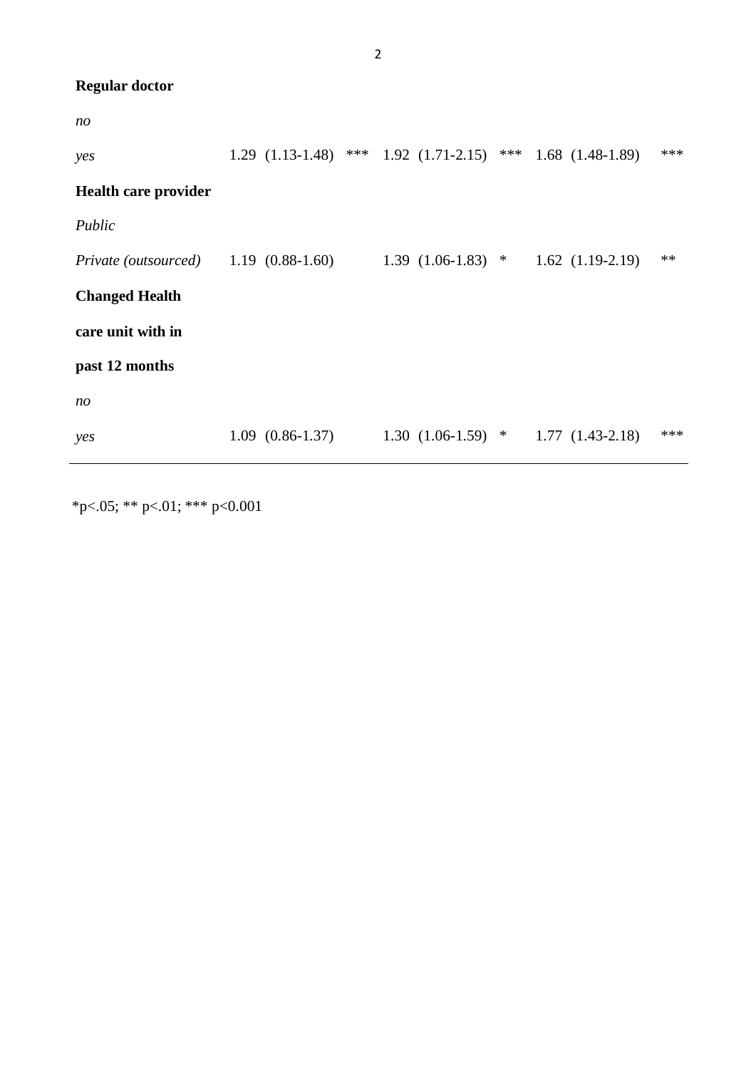| | | | | | | |
|---|---|---|---|---|---|---|
| **Regular doctor** | | | | | | |
| *no* | | | | | | |
| *yes* | 1.29 (1.13-1.48) | *** | 1.92 (1.71-2.15) | *** | 1.68 (1.48-1.89) | *** |
| **Health care provider** | | | | | | |
| *Public* | | | | | | |
| *Private (outsourced)* | 1.19 (0.88-1.60) | | 1.39 (1.06-1.83) | * | 1.62 (1.19-2.19) | ** |
| **Changed Health care unit with in past 12 months** | | | | | | |
| *no* | | | | | | |
| *yes* | 1.09 (0.86-1.37) | | 1.30 (1.06-1.59) | * | 1.77 (1.43-2.18) | *** |

*p<.05; ** p<.01; *** p<0.001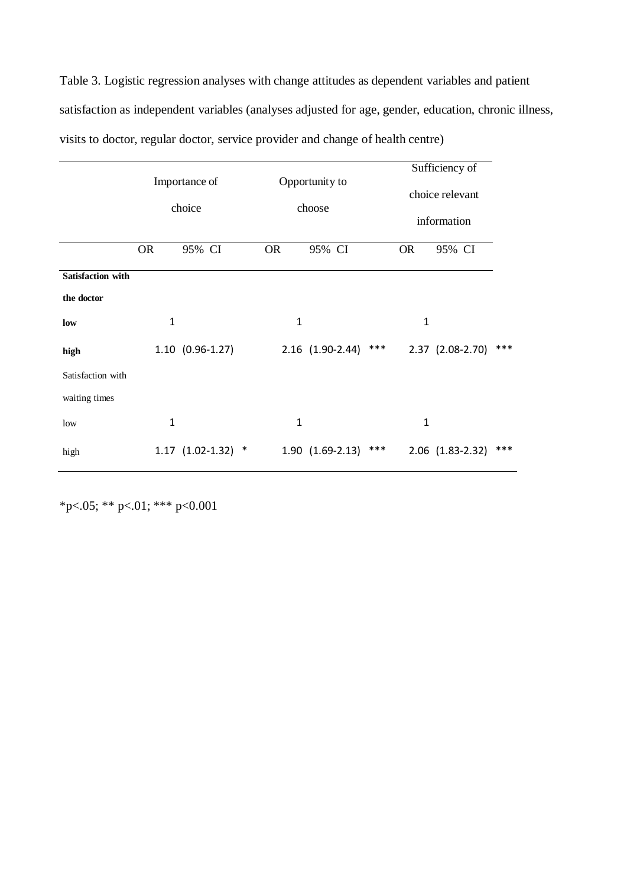Table 3. Logistic regression analyses with change attitudes as dependent variables and patient satisfaction as independent variables (analyses adjusted for age, gender, education, chronic illness, visits to doctor, regular doctor, service provider and change of health centre)

| | Importance of choice | | | Opportunity to choose | | | Sufficiency of choice relevant information | | |
|---|---|---|---|---|---|---|---|---|---|
| | OR | 95% CI | | OR | 95% CI | | OR | 95% CI | |
| **Satisfaction with the doctor** | | | | | | | | | |
| **low** | 1 | | | 1 | | | 1 | | |
| **high** | 1.10 | (0.96-1.27) | | 2.16 | (1.90-2.44) | *** | 2.37 | (2.08-2.70) | *** |
| Satisfaction with waiting times | | | | | | | | | |
| low | 1 | | | 1 | | | 1 | | |
| high | 1.17 | (1.02-1.32) | * | 1.90 | (1.69-2.13) | *** | 2.06 | (1.83-2.32) | *** |

*p<.05; ** p<.01; *** p<0.001